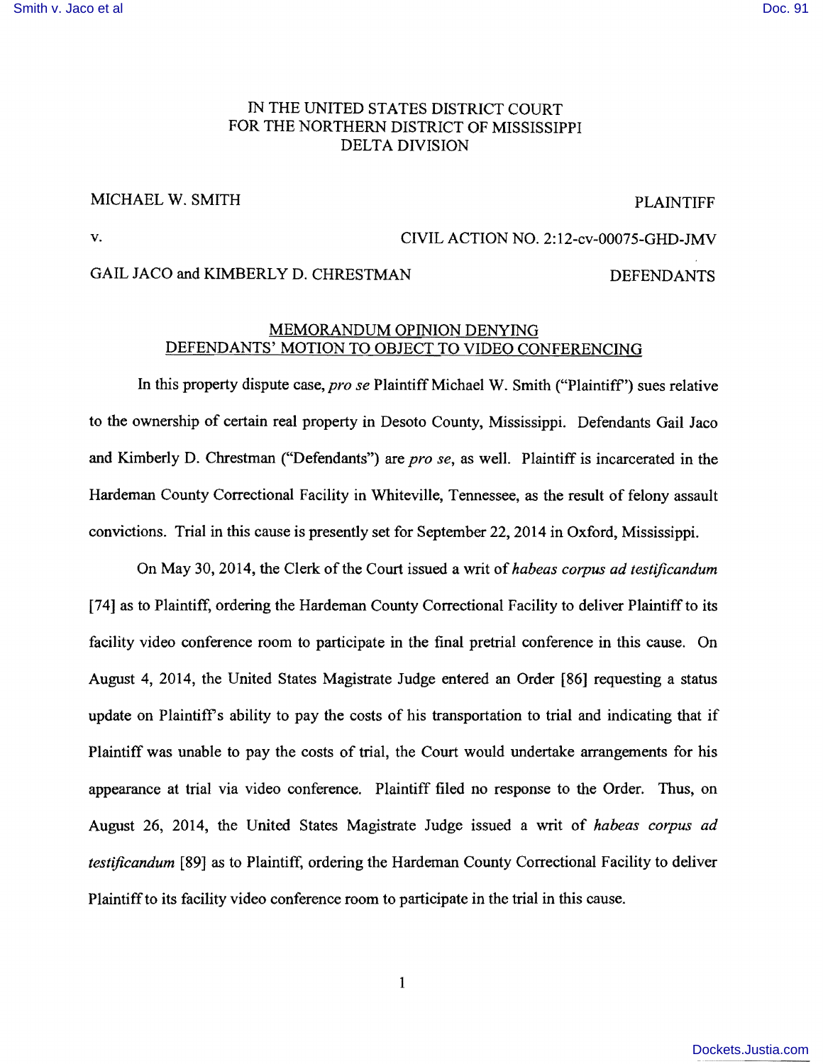IN THE UNITED STATES DISTRICT COURT
FOR THE NORTHERN DISTRICT OF MISSISSIPPI
DELTA DIVISION

MICHAEL W. SMITH PLAINTIFF

v. CIVIL ACTION NO. 2:12-cv-00075-GHD-JMV

GAIL JACO and KIMBERLY D. CHRESTMAN DEFENDANTS

## MEMORANDUM OPINION DENYING DEFENDANTS' MOTION TO OBJECT TO VIDEO CONFERENCING

In this property dispute case, *pro se* Plaintiff Michael W. Smith ("Plaintiff") sues relative to the ownership of certain real property in Desoto County, Mississippi. Defendants Gail Jaco and Kimberly D. Chrestman ("Defendants") are *pro se*, as well. Plaintiff is incarcerated in the Hardeman County Correctional Facility in Whiteville, Tennessee, as the result of felony assault convictions. Trial in this cause is presently set for September 22, 2014 in Oxford, Mississippi.

On May 30, 2014, the Clerk of the Court issued a writ of *habeas corpus ad testificandum* [74] as to Plaintiff, ordering the Hardeman County Correctional Facility to deliver Plaintiff to its facility video conference room to participate in the final pretrial conference in this cause. On August 4, 2014, the United States Magistrate Judge entered an Order [86] requesting a status update on Plaintiff's ability to pay the costs of his transportation to trial and indicating that if Plaintiff was unable to pay the costs of trial, the Court would undertake arrangements for his appearance at trial via video conference. Plaintiff filed no response to the Order. Thus, on August 26, 2014, the United States Magistrate Judge issued a writ of *habeas corpus ad testificandum* [89] as to Plaintiff, ordering the Hardeman County Correctional Facility to deliver Plaintiff to its facility video conference room to participate in the trial in this cause.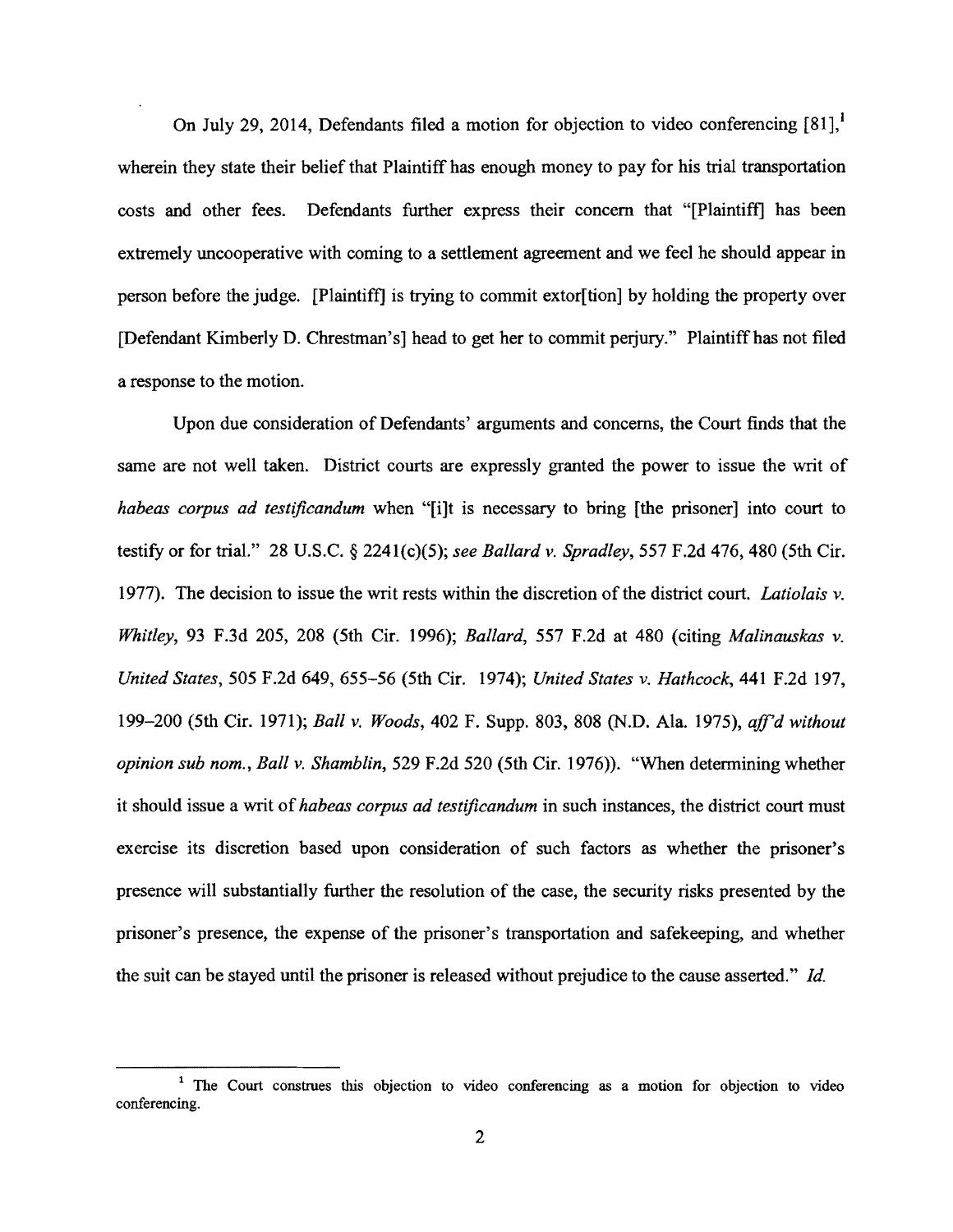On July 29, 2014, Defendants filed a motion for objection to video conferencing [81],[1] wherein they state their belief that Plaintiff has enough money to pay for his trial transportation costs and other fees. Defendants further express their concern that "[Plaintiff] has been extremely uncooperative with coming to a settlement agreement and we feel he should appear in person before the judge. [Plaintiff] is trying to commit extor[tion] by holding the property over [Defendant Kimberly D. Chrestman's] head to get her to commit perjury." Plaintiff has not filed a response to the motion.

Upon due consideration of Defendants' arguments and concerns, the Court finds that the same are not well taken. District courts are expressly granted the power to issue the writ of *habeas corpus ad testificandum* when "[i]t is necessary to bring [the prisoner] into court to testify or for trial." 28 U.S.C. § 2241(c)(5); *see Ballard v. Spradley*, 557 F.2d 476, 480 (5th Cir. 1977). The decision to issue the writ rests within the discretion of the district court. *Latiolais v. Whitley*, 93 F.3d 205, 208 (5th Cir. 1996); *Ballard*, 557 F.2d at 480 (citing *Malinauskas v. United States*, 505 F.2d 649, 655–56 (5th Cir. 1974); *United States v. Hathcock*, 441 F.2d 197, 199–200 (5th Cir. 1971); *Ball v. Woods*, 402 F. Supp. 803, 808 (N.D. Ala. 1975), *aff'd without opinion sub nom.*, *Ball v. Shamblin*, 529 F.2d 520 (5th Cir. 1976)). "When determining whether it should issue a writ of *habeas corpus ad testificandum* in such instances, the district court must exercise its discretion based upon consideration of such factors as whether the prisoner's presence will substantially further the resolution of the case, the security risks presented by the prisoner's presence, the expense of the prisoner's transportation and safekeeping, and whether the suit can be stayed until the prisoner is released without prejudice to the cause asserted." *Id.*

[1] The Court construes this objection to video conferencing as a motion for objection to video conferencing.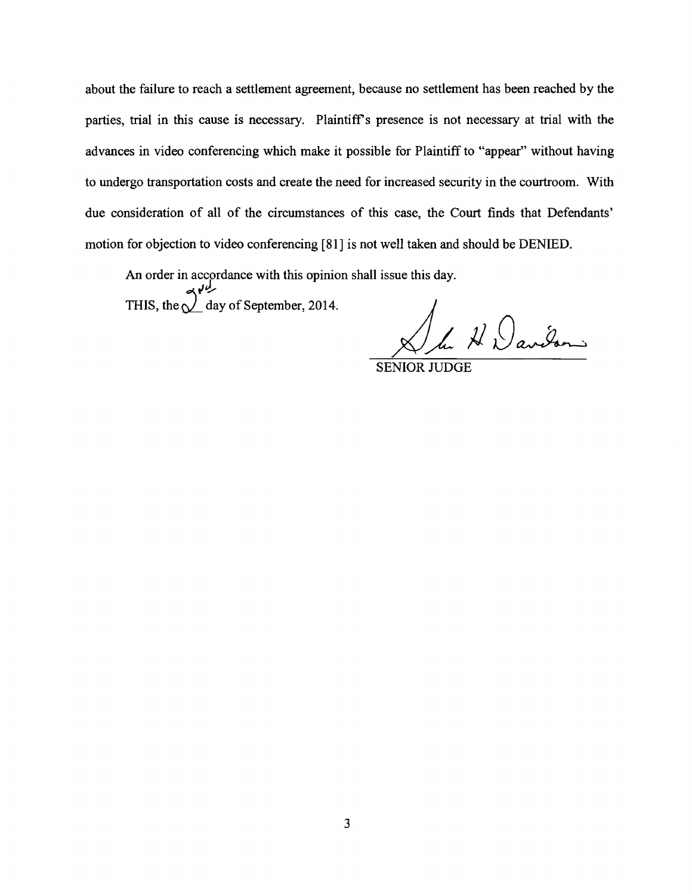about the failure to reach a settlement agreement, because no settlement has been reached by the parties, trial in this cause is necessary. Plaintiff's presence is not necessary at trial with the advances in video conferencing which make it possible for Plaintiff to "appear" without having to undergo transportation costs and create the need for increased security in the courtroom. With due consideration of all of the circumstances of this case, the Court finds that Defendants' motion for objection to video conferencing [81] is not well taken and should be DENIED.

An order in accordance with this opinion shall issue this day.

THIS, the 2nd day of September, 2014.

SENIOR JUDGE